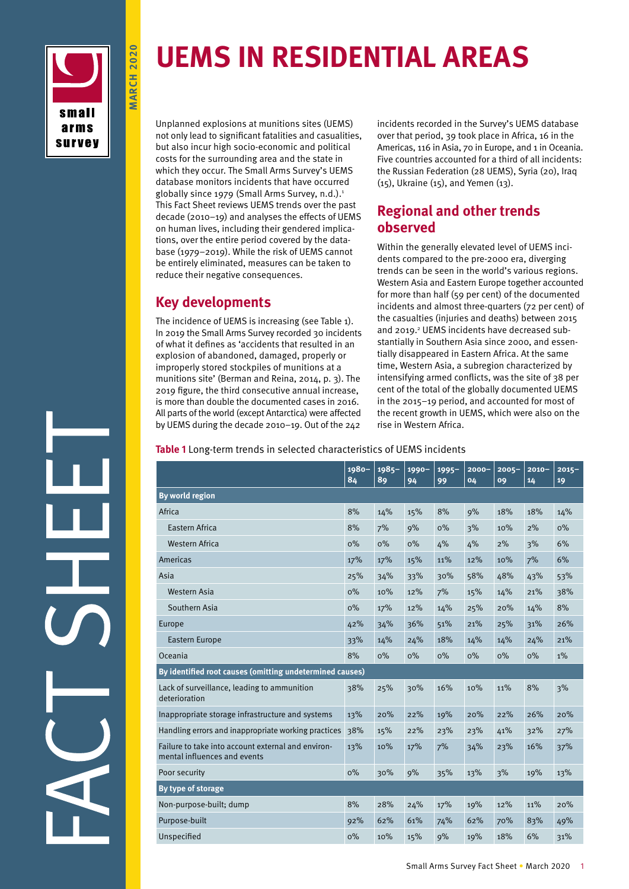# UEMS IN RESIDENTIAL AREAS

Unplanned explosions at munitions sites (UEMS) not only lead to significant fatalities and casualties, but also incur high socio-economic and political costs for the surrounding area and the state in which they occur. The Small Arms Survey's UEMS database monitors incidents that have occurred globally since 1979 (Small Arms Survey, n.d.).[1] This Fact Sheet reviews UEMS trends over the past decade (2010–19) and analyses the effects of UEMS on human lives, including their gendered implications, over the entire period covered by the database (1979–2019). While the risk of UEMS cannot be entirely eliminated, measures can be taken to reduce their negative consequences.

## Key developments

The incidence of UEMS is increasing (see Table 1). In 2019 the Small Arms Survey recorded 30 incidents of what it defines as 'accidents that resulted in an explosion of abandoned, damaged, properly or improperly stored stockpiles of munitions at a munitions site' (Berman and Reina, 2014, p. 3). The 2019 figure, the third consecutive annual increase, is more than double the documented cases in 2016. All parts of the world (except Antarctica) were affected by UEMS during the decade 2010–19. Out of the 242 incidents recorded in the Survey's UEMS database over that period, 39 took place in Africa, 16 in the Americas, 116 in Asia, 70 in Europe, and 1 in Oceania. Five countries accounted for a third of all incidents: the Russian Federation (28 UEMS), Syria (20), Iraq (15), Ukraine (15), and Yemen (13).

## Regional and other trends observed

Within the generally elevated level of UEMS incidents compared to the pre-2000 era, diverging trends can be seen in the world's various regions. Western Asia and Eastern Europe together accounted for more than half (59 per cent) of the documented incidents and almost three-quarters (72 per cent) of the casualties (injuries and deaths) between 2015 and 2019.[2] UEMS incidents have decreased substantially in Southern Asia since 2000, and essentially disappeared in Eastern Africa. At the same time, Western Asia, a subregion characterized by intensifying armed conflicts, was the site of 38 per cent of the total of the globally documented UEMS in the 2015–19 period, and accounted for most of the recent growth in UEMS, which were also on the rise in Western Africa.

**Table 1** Long-term trends in selected characteristics of UEMS incidents

| | 1980–84 | 1985–89 | 1990–94 | 1995–99 | 2000–04 | 2005–09 | 2010–14 | 2015–19 |
|---|---|---|---|---|---|---|---|---|
| **By world region** | | | | | | | | |
| Africa | 8% | 14% | 15% | 8% | 9% | 18% | 18% | 14% |
| Eastern Africa | 8% | 7% | 9% | 0% | 3% | 10% | 2% | 0% |
| Western Africa | 0% | 0% | 0% | 4% | 4% | 2% | 3% | 6% |
| Americas | 17% | 17% | 15% | 11% | 12% | 10% | 7% | 6% |
| Asia | 25% | 34% | 33% | 30% | 58% | 48% | 43% | 53% |
| Western Asia | 0% | 10% | 12% | 7% | 15% | 14% | 21% | 38% |
| Southern Asia | 0% | 17% | 12% | 14% | 25% | 20% | 14% | 8% |
| Europe | 42% | 34% | 36% | 51% | 21% | 25% | 31% | 26% |
| Eastern Europe | 33% | 14% | 24% | 18% | 14% | 14% | 24% | 21% |
| Oceania | 8% | 0% | 0% | 0% | 0% | 0% | 0% | 1% |
| **By identified root causes (omitting undetermined causes)** | | | | | | | | |
| Lack of surveillance, leading to ammunition deterioration | 38% | 25% | 30% | 16% | 10% | 11% | 8% | 3% |
| Inappropriate storage infrastructure and systems | 13% | 20% | 22% | 19% | 20% | 22% | 26% | 20% |
| Handling errors and inappropriate working practices | 38% | 15% | 22% | 23% | 23% | 41% | 32% | 27% |
| Failure to take into account external and environmental influences and events | 13% | 10% | 17% | 7% | 34% | 23% | 16% | 37% |
| Poor security | 0% | 30% | 9% | 35% | 13% | 3% | 19% | 13% |
| **By type of storage** | | | | | | | | |
| Non-purpose-built; dump | 8% | 28% | 24% | 17% | 19% | 12% | 11% | 20% |
| Purpose-built | 92% | 62% | 61% | 74% | 62% | 70% | 83% | 49% |
| Unspecified | 0% | 10% | 15% | 9% | 19% | 18% | 6% | 31% |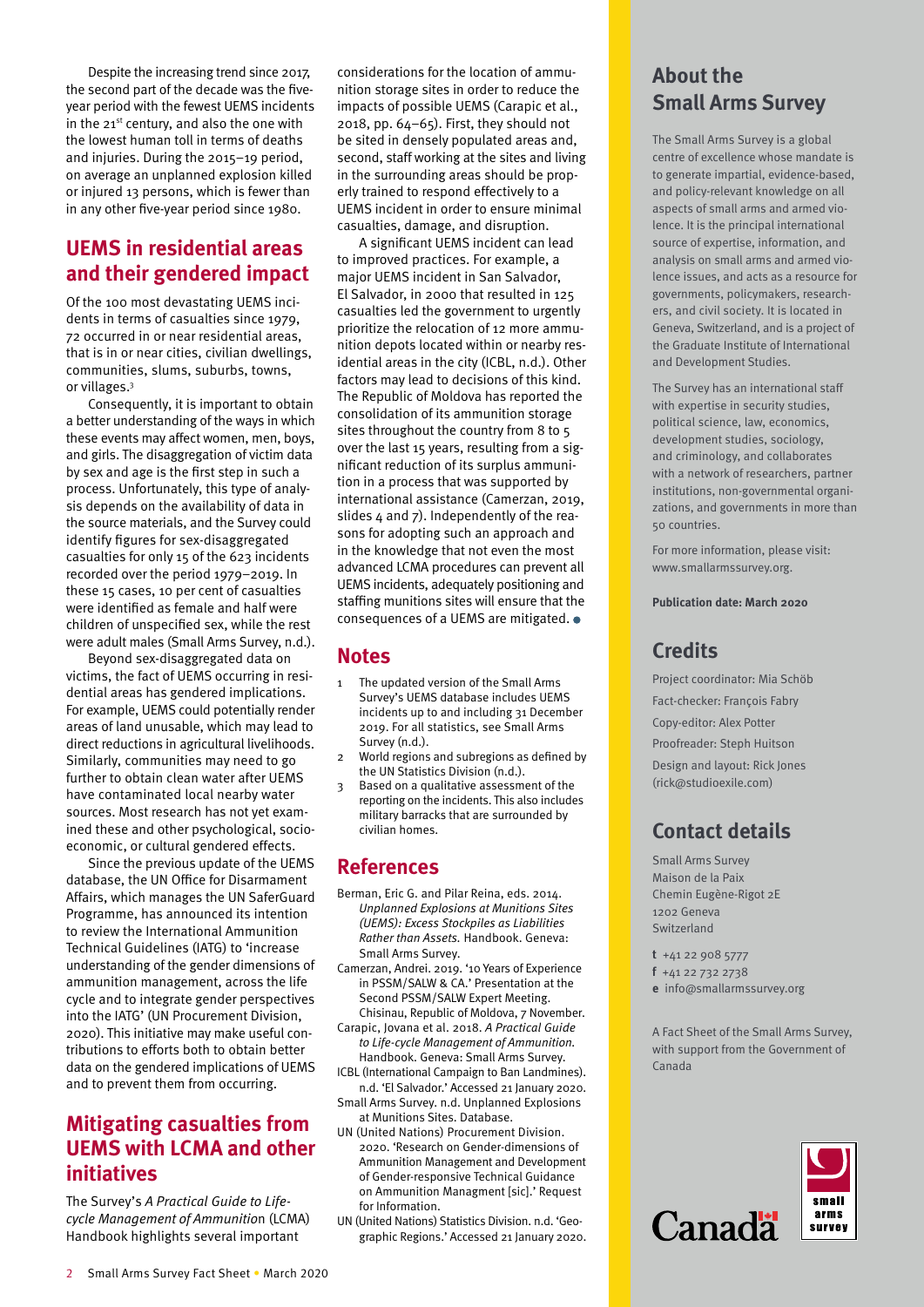Despite the increasing trend since 2017, the second part of the decade was the five-year period with the fewest UEMS incidents in the 21st century, and also the one with the lowest human toll in terms of deaths and injuries. During the 2015–19 period, on average an unplanned explosion killed or injured 13 persons, which is fewer than in any other five-year period since 1980.

## UEMS in residential areas and their gendered impact

Of the 100 most devastating UEMS incidents in terms of casualties since 1979, 72 occurred in or near residential areas, that is in or near cities, civilian dwellings, communities, slums, suburbs, towns, or villages.[3]

Consequently, it is important to obtain a better understanding of the ways in which these events may affect women, men, boys, and girls. The disaggregation of victim data by sex and age is the first step in such a process. Unfortunately, this type of analysis depends on the availability of data in the source materials, and the Survey could identify figures for sex-disaggregated casualties for only 15 of the 623 incidents recorded over the period 1979–2019. In these 15 cases, 10 per cent of casualties were identified as female and half were children of unspecified sex, while the rest were adult males (Small Arms Survey, n.d.).

Beyond sex-disaggregated data on victims, the fact of UEMS occurring in residential areas has gendered implications. For example, UEMS could potentially render areas of land unusable, which may lead to direct reductions in agricultural livelihoods. Similarly, communities may need to go further to obtain clean water after UEMS have contaminated local nearby water sources. Most research has not yet examined these and other psychological, socio-economic, or cultural gendered effects.

Since the previous update of the UEMS database, the UN Office for Disarmament Affairs, which manages the UN SaferGuard Programme, has announced its intention to review the International Ammunition Technical Guidelines (IATG) to 'increase understanding of the gender dimensions of ammunition management, across the life cycle and to integrate gender perspectives into the IATG' (UN Procurement Division, 2020). This initiative may make useful contributions to efforts both to obtain better data on the gendered implications of UEMS and to prevent them from occurring.

## Mitigating casualties from UEMS with LCMA and other initiatives

The Survey's *A Practical Guide to Life-cycle Management of Ammunition* (LCMA) Handbook highlights several important considerations for the location of ammunition storage sites in order to reduce the impacts of possible UEMS (Carapic et al., 2018, pp. 64–65). First, they should not be sited in densely populated areas and, second, staff working at the sites and living in the surrounding areas should be properly trained to respond effectively to a UEMS incident in order to ensure minimal casualties, damage, and disruption.

A significant UEMS incident can lead to improved practices. For example, a major UEMS incident in San Salvador, El Salvador, in 2000 that resulted in 125 casualties led the government to urgently prioritize the relocation of 12 more ammunition depots located within or nearby residential areas in the city (ICBL, n.d.). Other factors may lead to decisions of this kind. The Republic of Moldova has reported the consolidation of its ammunition storage sites throughout the country from 8 to 5 over the last 15 years, resulting from a significant reduction of its surplus ammunition in a process that was supported by international assistance (Camerzan, 2019, slides 4 and 7). Independently of the reasons for adopting such an approach and in the knowledge that not even the most advanced LCMA procedures can prevent all UEMS incidents, adequately positioning and staffing munitions sites will ensure that the consequences of a UEMS are mitigated. ●

## Notes

1. The updated version of the Small Arms Survey's UEMS database includes UEMS incidents up to and including 31 December 2019. For all statistics, see Small Arms Survey (n.d.).
2. World regions and subregions as defined by the UN Statistics Division (n.d.).
3. Based on a qualitative assessment of the reporting on the incidents. This also includes military barracks that are surrounded by civilian homes.

## References

Berman, Eric G. and Pilar Reina, eds. 2014. *Unplanned Explosions at Munitions Sites (UEMS): Excess Stockpiles as Liabilities Rather than Assets.* Handbook. Geneva: Small Arms Survey.

Camerzan, Andrei. 2019. '10 Years of Experience in PSSM/SALW & CA.' Presentation at the Second PSSM/SALW Expert Meeting. Chisinau, Republic of Moldova, 7 November.

Carapic, Jovana et al. 2018. *A Practical Guide to Life-cycle Management of Ammunition.* Handbook. Geneva: Small Arms Survey.

ICBL (International Campaign to Ban Landmines). n.d. 'El Salvador.' Accessed 21 January 2020.

Small Arms Survey. n.d. Unplanned Explosions at Munitions Sites. Database.

UN (United Nations) Procurement Division. 2020. 'Research on Gender-dimensions of Ammunition Management and Development of Gender-responsive Technical Guidance on Ammunition Managment [sic].' Request for Information.

UN (United Nations) Statistics Division. n.d. 'Geographic Regions.' Accessed 21 January 2020.

## About the Small Arms Survey

The Small Arms Survey is a global centre of excellence whose mandate is to generate impartial, evidence-based, and policy-relevant knowledge on all aspects of small arms and armed violence. It is the principal international source of expertise, information, and analysis on small arms and armed violence issues, and acts as a resource for governments, policymakers, researchers, and civil society. It is located in Geneva, Switzerland, and is a project of the Graduate Institute of International and Development Studies.

The Survey has an international staff with expertise in security studies, political science, law, economics, development studies, sociology, and criminology, and collaborates with a network of researchers, partner institutions, non-governmental organizations, and governments in more than 50 countries.

For more information, please visit: www.smallarmssurvey.org.

**Publication date: March 2020**

## Credits

Project coordinator: Mia Schöb

Fact-checker: François Fabry

Copy-editor: Alex Potter

Proofreader: Steph Huitson

Design and layout: Rick Jones (rick@studioexile.com)

## Contact details

Small Arms Survey
Maison de la Paix
Chemin Eugène-Rigot 2E
1202 Geneva
Switzerland

**t** +41 22 908 5777
**f** +41 22 732 2738
**e** info@smallarmssurvey.org

A Fact Sheet of the Small Arms Survey, with support from the Government of Canada

Canada

small arms survey